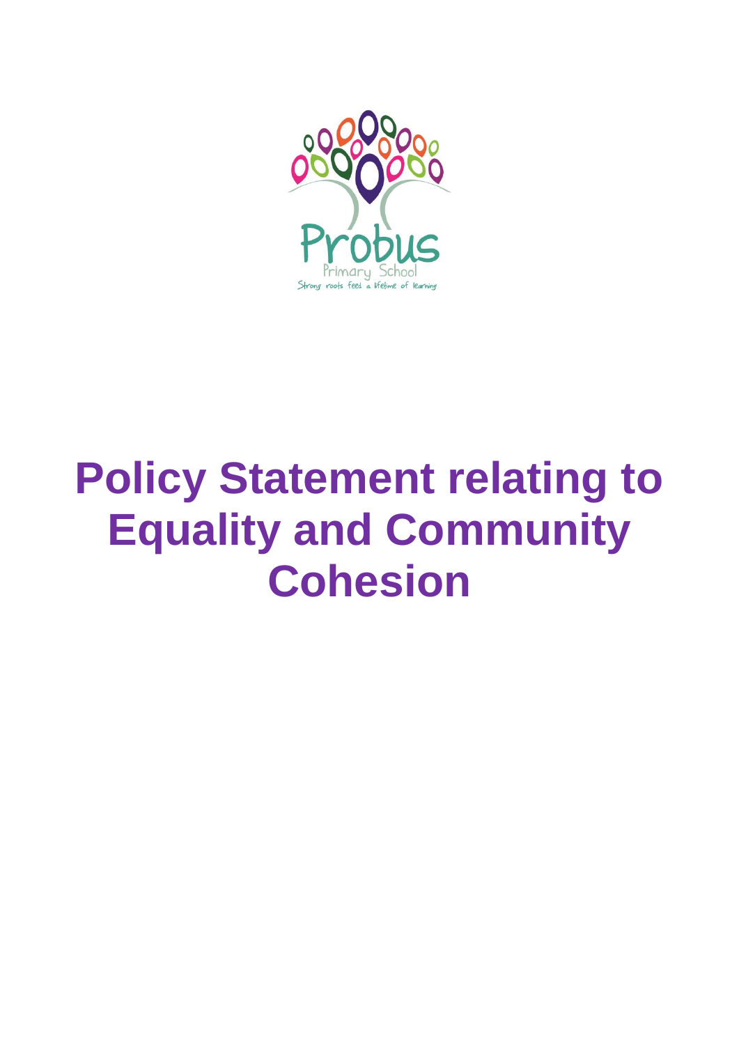Probus

Primary School

Strong roots feed a lifetime of learning

# Policy Statement relating to Equality and Community Cohesion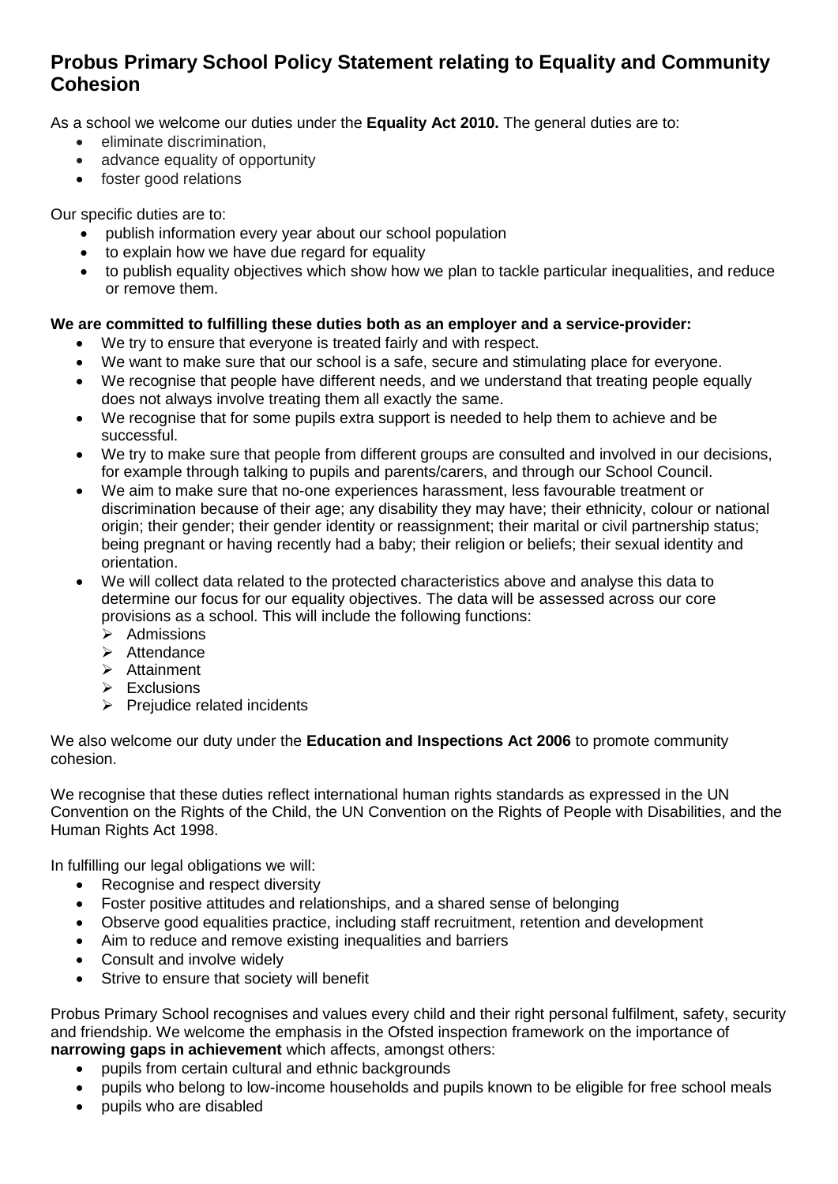## Probus Primary School Policy Statement relating to Equality and Community Cohesion

As a school we welcome our duties under the **Equality Act 2010.** The general duties are to:

- eliminate discrimination,
- advance equality of opportunity
- foster good relations

Our specific duties are to:

- publish information every year about our school population
- to explain how we have due regard for equality
- to publish equality objectives which show how we plan to tackle particular inequalities, and reduce or remove them.

**We are committed to fulfilling these duties both as an employer and a service-provider:**

- We try to ensure that everyone is treated fairly and with respect.
- We want to make sure that our school is a safe, secure and stimulating place for everyone.
- We recognise that people have different needs, and we understand that treating people equally does not always involve treating them all exactly the same.
- We recognise that for some pupils extra support is needed to help them to achieve and be successful.
- We try to make sure that people from different groups are consulted and involved in our decisions, for example through talking to pupils and parents/carers, and through our School Council.
- We aim to make sure that no-one experiences harassment, less favourable treatment or discrimination because of their age; any disability they may have; their ethnicity, colour or national origin; their gender; their gender identity or reassignment; their marital or civil partnership status; being pregnant or having recently had a baby; their religion or beliefs; their sexual identity and orientation.
- We will collect data related to the protected characteristics above and analyse this data to determine our focus for our equality objectives. The data will be assessed across our core provisions as a school. This will include the following functions:
  - Admissions
  - Attendance
  - Attainment
  - Exclusions
  - Prejudice related incidents

We also welcome our duty under the **Education and Inspections Act 2006** to promote community cohesion.

We recognise that these duties reflect international human rights standards as expressed in the UN Convention on the Rights of the Child, the UN Convention on the Rights of People with Disabilities, and the Human Rights Act 1998.

In fulfilling our legal obligations we will:

- Recognise and respect diversity
- Foster positive attitudes and relationships, and a shared sense of belonging
- Observe good equalities practice, including staff recruitment, retention and development
- Aim to reduce and remove existing inequalities and barriers
- Consult and involve widely
- Strive to ensure that society will benefit

Probus Primary School recognises and values every child and their right personal fulfilment, safety, security and friendship. We welcome the emphasis in the Ofsted inspection framework on the importance of **narrowing gaps in achievement** which affects, amongst others:

- pupils from certain cultural and ethnic backgrounds
- pupils who belong to low-income households and pupils known to be eligible for free school meals
- pupils who are disabled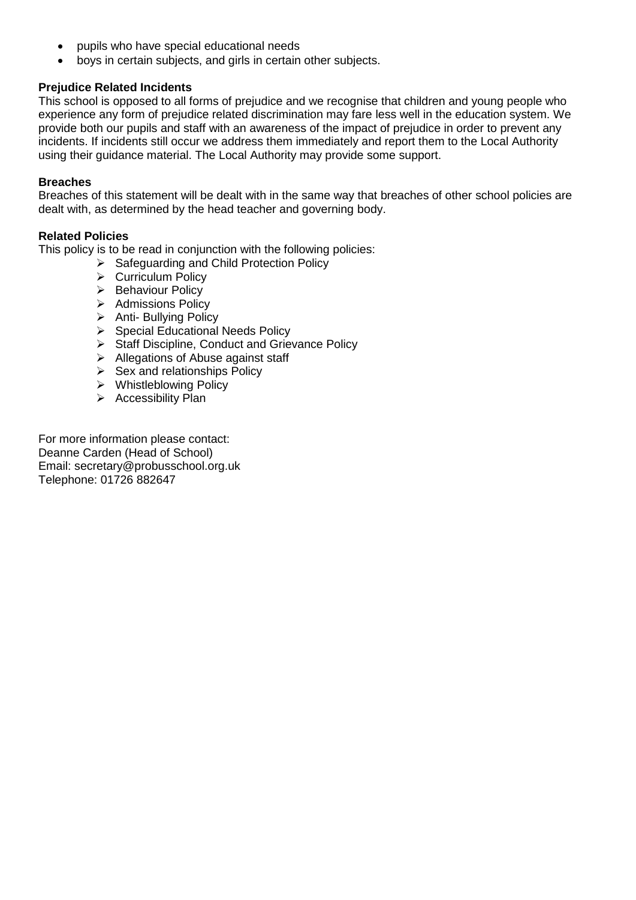- pupils who have special educational needs
- boys in certain subjects, and girls in certain other subjects.

**Prejudice Related Incidents**
This school is opposed to all forms of prejudice and we recognise that children and young people who experience any form of prejudice related discrimination may fare less well in the education system. We provide both our pupils and staff with an awareness of the impact of prejudice in order to prevent any incidents. If incidents still occur we address them immediately and report them to the Local Authority using their guidance material. The Local Authority may provide some support.

**Breaches**
Breaches of this statement will be dealt with in the same way that breaches of other school policies are dealt with, as determined by the head teacher and governing body.

**Related Policies**
This policy is to be read in conjunction with the following policies:

- Safeguarding and Child Protection Policy
- Curriculum Policy
- Behaviour Policy
- Admissions Policy
- Anti- Bullying Policy
- Special Educational Needs Policy
- Staff Discipline, Conduct and Grievance Policy
- Allegations of Abuse against staff
- Sex and relationships Policy
- Whistleblowing Policy
- Accessibility Plan

For more information please contact:
Deanne Carden (Head of School)
Email: secretary@probusschool.org.uk
Telephone: 01726 882647